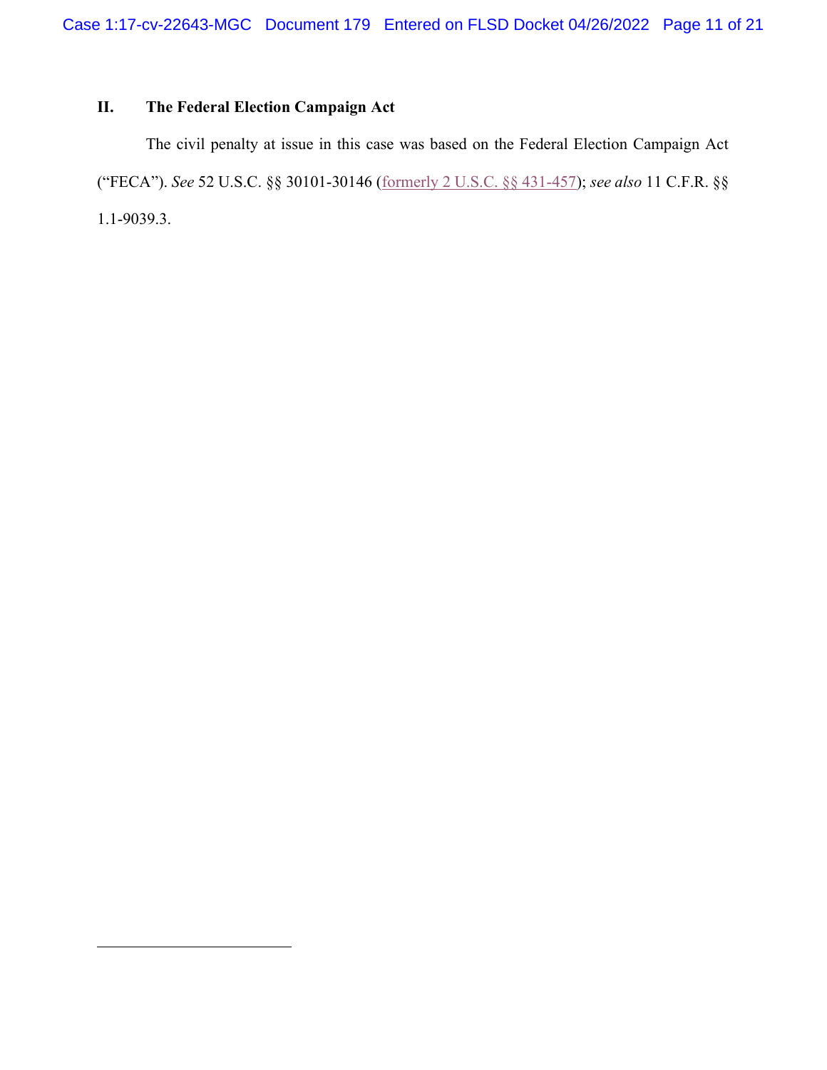## II. The Federal Election Campaign Act

The civil penalty at issue in this case was based on the Federal Election Campaign Act ("FECA"). *See* 52 U.S.C. §§ 30101-30146 (formerly 2 U.S.C. §§ 431-457); *see also* 11 C.F.R. §§ 1.1-9039.3.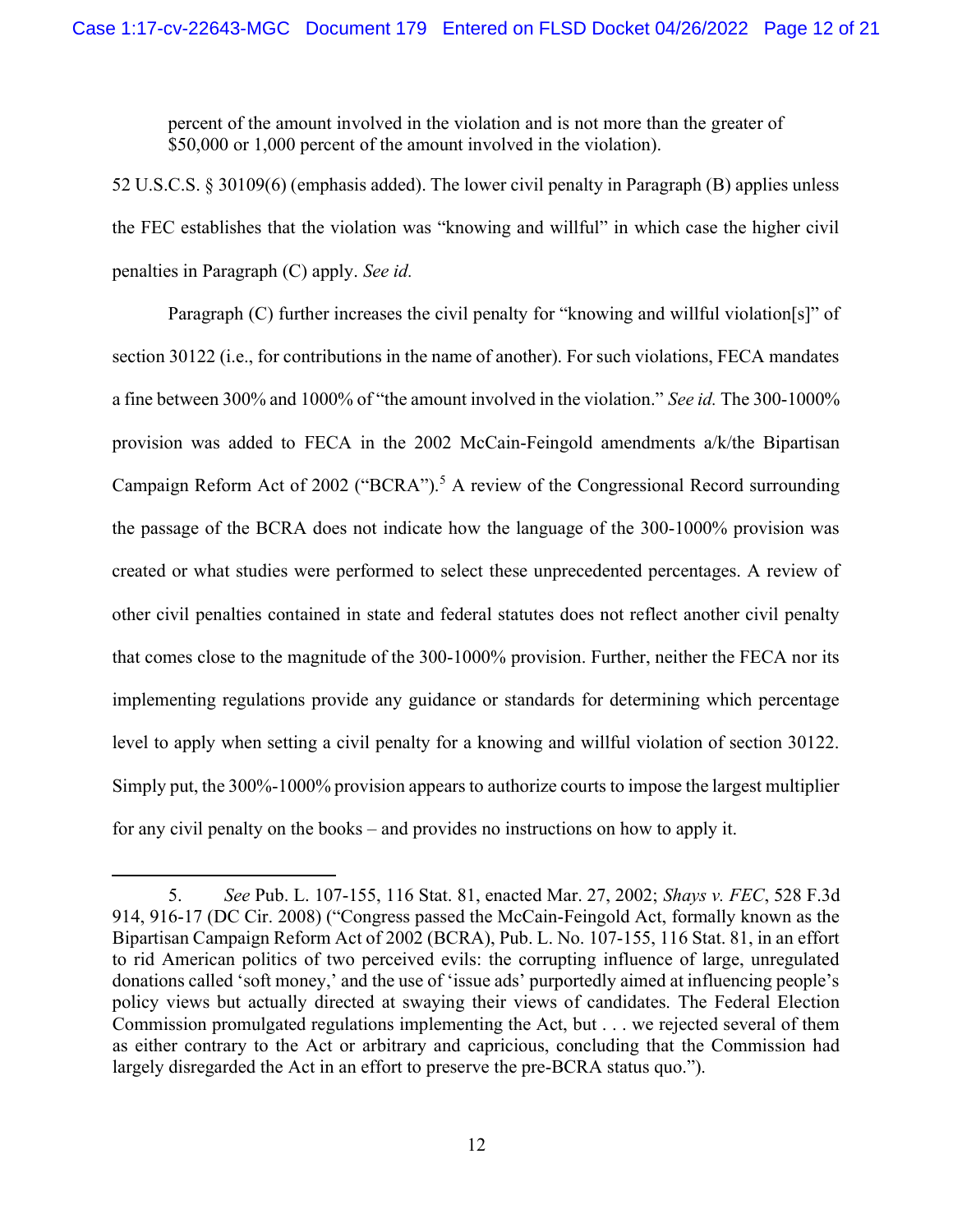percent of the amount involved in the violation and is not more than the greater of $50,000 or 1,000 percent of the amount involved in the violation).

52 U.S.C.S. § 30109(6) (emphasis added). The lower civil penalty in Paragraph (B) applies unless the FEC establishes that the violation was "knowing and willful" in which case the higher civil penalties in Paragraph (C) apply. *See id.*

Paragraph (C) further increases the civil penalty for "knowing and willful violation[s]" of section 30122 (i.e., for contributions in the name of another). For such violations, FECA mandates a fine between 300% and 1000% of "the amount involved in the violation." *See id.* The 300-1000% provision was added to FECA in the 2002 McCain-Feingold amendments a/k/the Bipartisan Campaign Reform Act of 2002 ("BCRA").[5] A review of the Congressional Record surrounding the passage of the BCRA does not indicate how the language of the 300-1000% provision was created or what studies were performed to select these unprecedented percentages. A review of other civil penalties contained in state and federal statutes does not reflect another civil penalty that comes close to the magnitude of the 300-1000% provision. Further, neither the FECA nor its implementing regulations provide any guidance or standards for determining which percentage level to apply when setting a civil penalty for a knowing and willful violation of section 30122. Simply put, the 300%-1000% provision appears to authorize courts to impose the largest multiplier for any civil penalty on the books – and provides no instructions on how to apply it.

---

5. *See* Pub. L. 107-155, 116 Stat. 81, enacted Mar. 27, 2002; *Shays v. FEC*, 528 F.3d 914, 916-17 (DC Cir. 2008) ("Congress passed the McCain-Feingold Act, formally known as the Bipartisan Campaign Reform Act of 2002 (BCRA), Pub. L. No. 107-155, 116 Stat. 81, in an effort to rid American politics of two perceived evils: the corrupting influence of large, unregulated donations called 'soft money,' and the use of 'issue ads' purportedly aimed at influencing people's policy views but actually directed at swaying their views of candidates. The Federal Election Commission promulgated regulations implementing the Act, but . . . we rejected several of them as either contrary to the Act or arbitrary and capricious, concluding that the Commission had largely disregarded the Act in an effort to preserve the pre-BCRA status quo.").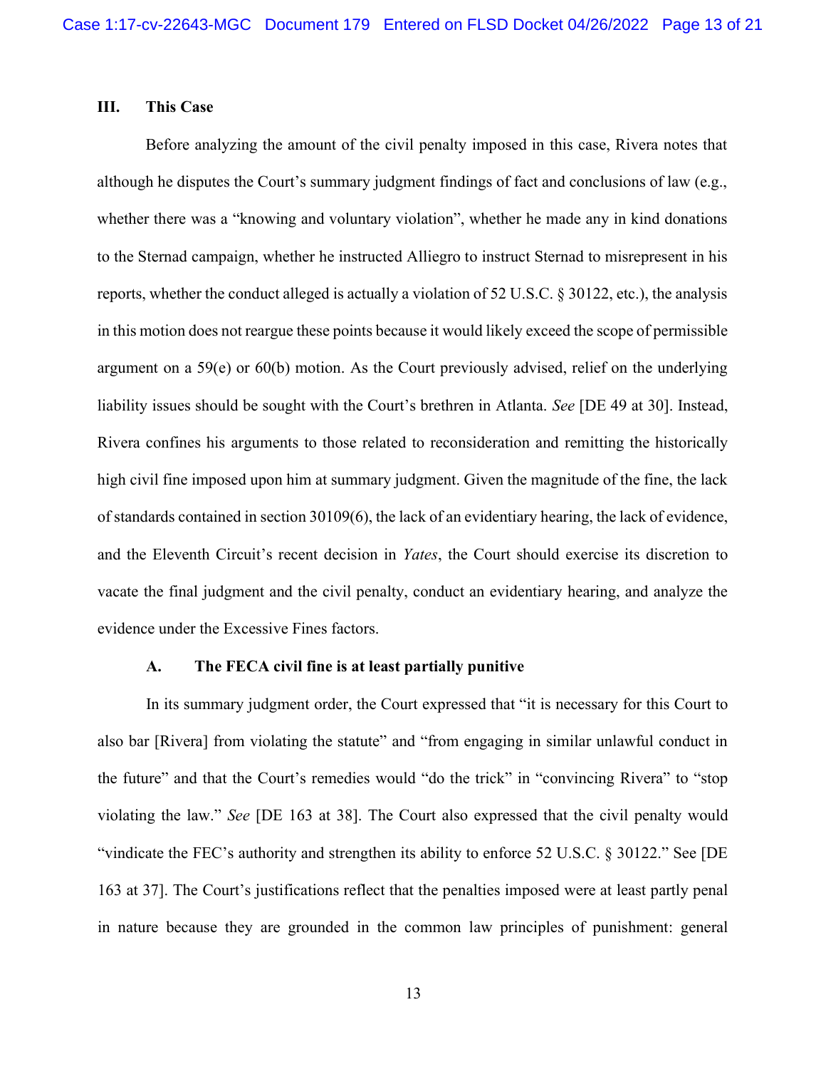### III. This Case

Before analyzing the amount of the civil penalty imposed in this case, Rivera notes that although he disputes the Court's summary judgment findings of fact and conclusions of law (e.g., whether there was a "knowing and voluntary violation", whether he made any in kind donations to the Sternad campaign, whether he instructed Alliegro to instruct Sternad to misrepresent in his reports, whether the conduct alleged is actually a violation of 52 U.S.C. § 30122, etc.), the analysis in this motion does not reargue these points because it would likely exceed the scope of permissible argument on a 59(e) or 60(b) motion. As the Court previously advised, relief on the underlying liability issues should be sought with the Court's brethren in Atlanta. *See* [DE 49 at 30]. Instead, Rivera confines his arguments to those related to reconsideration and remitting the historically high civil fine imposed upon him at summary judgment. Given the magnitude of the fine, the lack of standards contained in section 30109(6), the lack of an evidentiary hearing, the lack of evidence, and the Eleventh Circuit's recent decision in *Yates*, the Court should exercise its discretion to vacate the final judgment and the civil penalty, conduct an evidentiary hearing, and analyze the evidence under the Excessive Fines factors.

#### A. The FECA civil fine is at least partially punitive

In its summary judgment order, the Court expressed that "it is necessary for this Court to also bar [Rivera] from violating the statute" and "from engaging in similar unlawful conduct in the future" and that the Court's remedies would "do the trick" in "convincing Rivera" to "stop violating the law." *See* [DE 163 at 38]. The Court also expressed that the civil penalty would "vindicate the FEC's authority and strengthen its ability to enforce 52 U.S.C. § 30122." See [DE 163 at 37]. The Court's justifications reflect that the penalties imposed were at least partly penal in nature because they are grounded in the common law principles of punishment: general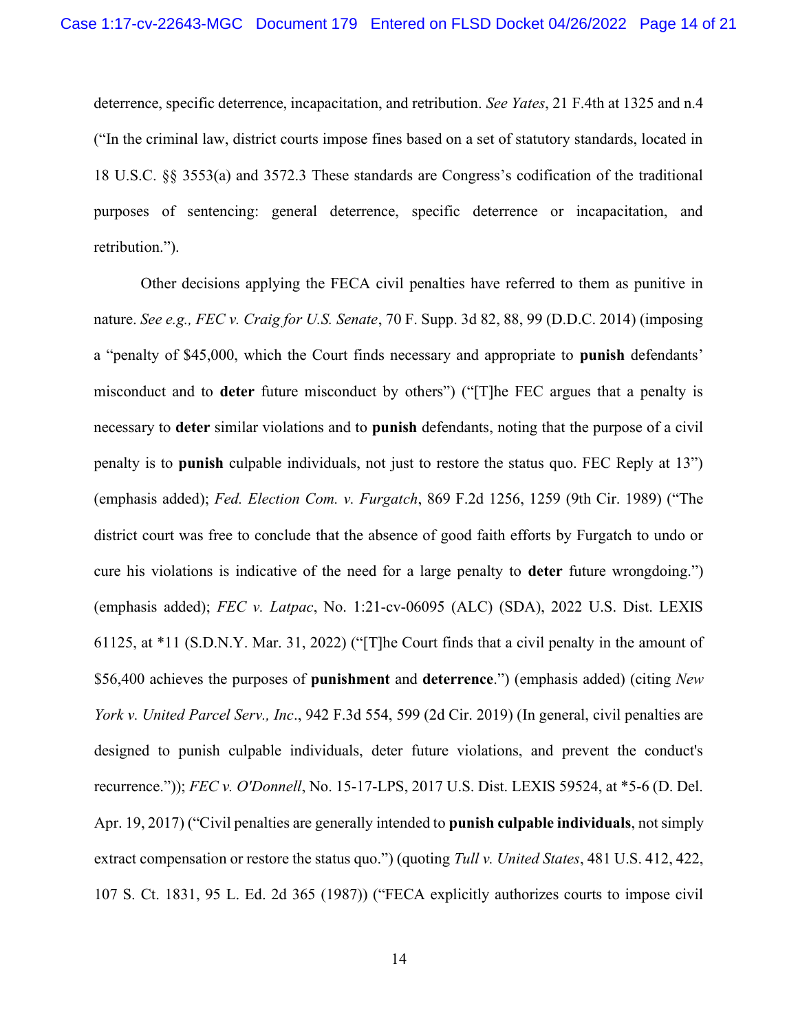deterrence, specific deterrence, incapacitation, and retribution. *See Yates*, 21 F.4th at 1325 and n.4 ("In the criminal law, district courts impose fines based on a set of statutory standards, located in 18 U.S.C. §§ 3553(a) and 3572.3 These standards are Congress's codification of the traditional purposes of sentencing: general deterrence, specific deterrence or incapacitation, and retribution.").

Other decisions applying the FECA civil penalties have referred to them as punitive in nature. *See e.g., FEC v. Craig for U.S. Senate*, 70 F. Supp. 3d 82, 88, 99 (D.D.C. 2014) (imposing a "penalty of $45,000, which the Court finds necessary and appropriate to **punish** defendants' misconduct and to **deter** future misconduct by others") ("[T]he FEC argues that a penalty is necessary to **deter** similar violations and to **punish** defendants, noting that the purpose of a civil penalty is to **punish** culpable individuals, not just to restore the status quo. FEC Reply at 13") (emphasis added); *Fed. Election Com. v. Furgatch*, 869 F.2d 1256, 1259 (9th Cir. 1989) ("The district court was free to conclude that the absence of good faith efforts by Furgatch to undo or cure his violations is indicative of the need for a large penalty to **deter** future wrongdoing.") (emphasis added); *FEC v. Latpac*, No. 1:21-cv-06095 (ALC) (SDA), 2022 U.S. Dist. LEXIS 61125, at *11 (S.D.N.Y. Mar. 31, 2022) ("[T]he Court finds that a civil penalty in the amount of $56,400 achieves the purposes of **punishment** and **deterrence**.") (emphasis added) (citing *New York v. United Parcel Serv., Inc*., 942 F.3d 554, 599 (2d Cir. 2019) (In general, civil penalties are designed to punish culpable individuals, deter future violations, and prevent the conduct's recurrence.")); *FEC v. O'Donnell*, No. 15-17-LPS, 2017 U.S. Dist. LEXIS 59524, at *5-6 (D. Del. Apr. 19, 2017) ("Civil penalties are generally intended to **punish culpable individuals**, not simply extract compensation or restore the status quo.") (quoting *Tull v. United States*, 481 U.S. 412, 422, 107 S. Ct. 1831, 95 L. Ed. 2d 365 (1987)) ("FECA explicitly authorizes courts to impose civil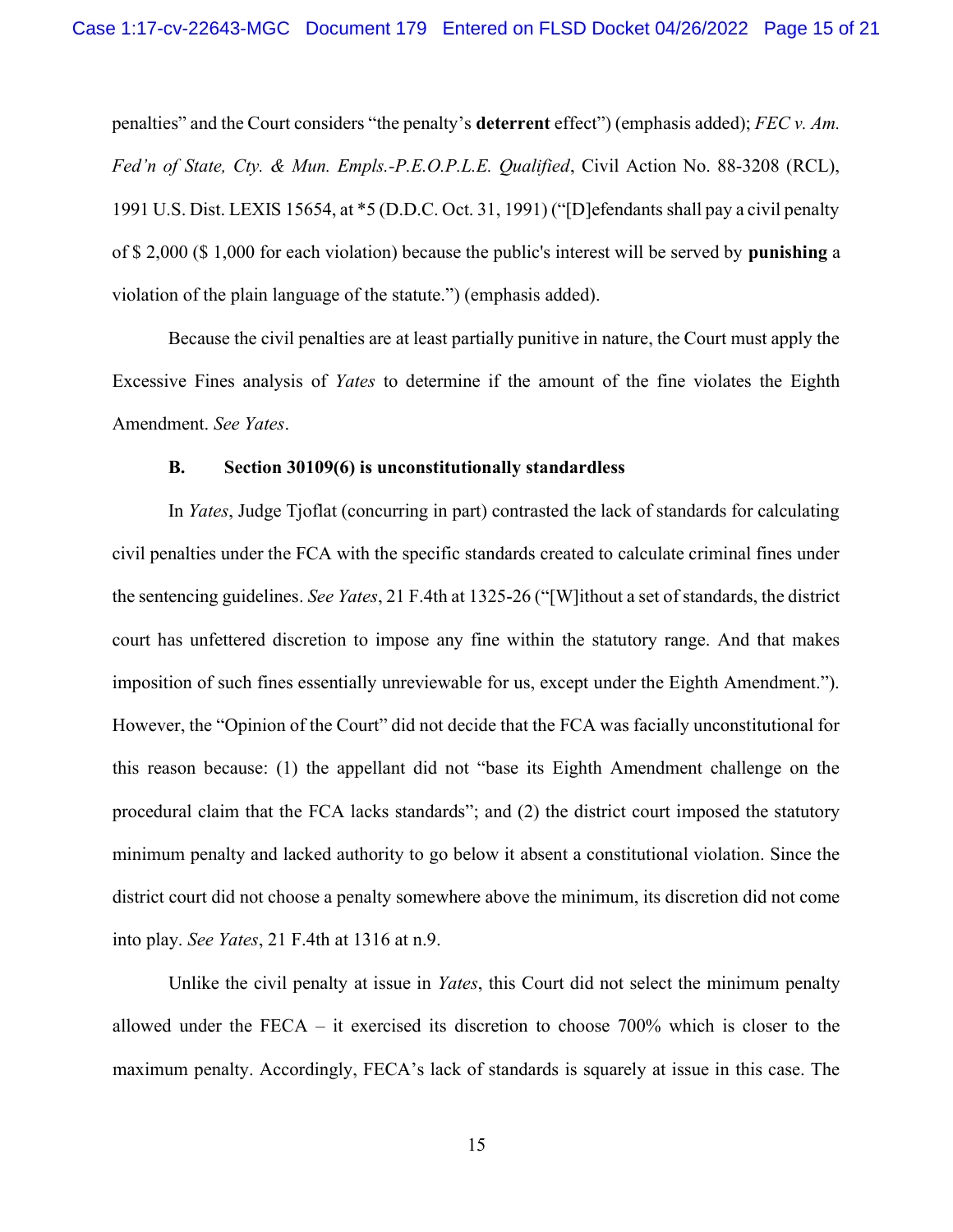penalties" and the Court considers "the penalty's **deterrent** effect") (emphasis added); *FEC v. Am. Fed'n of State, Cty. & Mun. Empls.-P.E.O.P.L.E. Qualified*, Civil Action No. 88-3208 (RCL), 1991 U.S. Dist. LEXIS 15654, at *5 (D.D.C. Oct. 31, 1991) ("[D]efendants shall pay a civil penalty of $ 2,000 ($ 1,000 for each violation) because the public's interest will be served by **punishing** a violation of the plain language of the statute.") (emphasis added).

Because the civil penalties are at least partially punitive in nature, the Court must apply the Excessive Fines analysis of *Yates* to determine if the amount of the fine violates the Eighth Amendment. *See Yates*.

**B. Section 30109(6) is unconstitutionally standardless**

In *Yates*, Judge Tjoflat (concurring in part) contrasted the lack of standards for calculating civil penalties under the FCA with the specific standards created to calculate criminal fines under the sentencing guidelines. *See Yates*, 21 F.4th at 1325-26 ("[W]ithout a set of standards, the district court has unfettered discretion to impose any fine within the statutory range. And that makes imposition of such fines essentially unreviewable for us, except under the Eighth Amendment."). However, the "Opinion of the Court" did not decide that the FCA was facially unconstitutional for this reason because: (1) the appellant did not "base its Eighth Amendment challenge on the procedural claim that the FCA lacks standards"; and (2) the district court imposed the statutory minimum penalty and lacked authority to go below it absent a constitutional violation. Since the district court did not choose a penalty somewhere above the minimum, its discretion did not come into play. *See Yates*, 21 F.4th at 1316 at n.9.

Unlike the civil penalty at issue in *Yates*, this Court did not select the minimum penalty allowed under the FECA – it exercised its discretion to choose 700% which is closer to the maximum penalty. Accordingly, FECA's lack of standards is squarely at issue in this case. The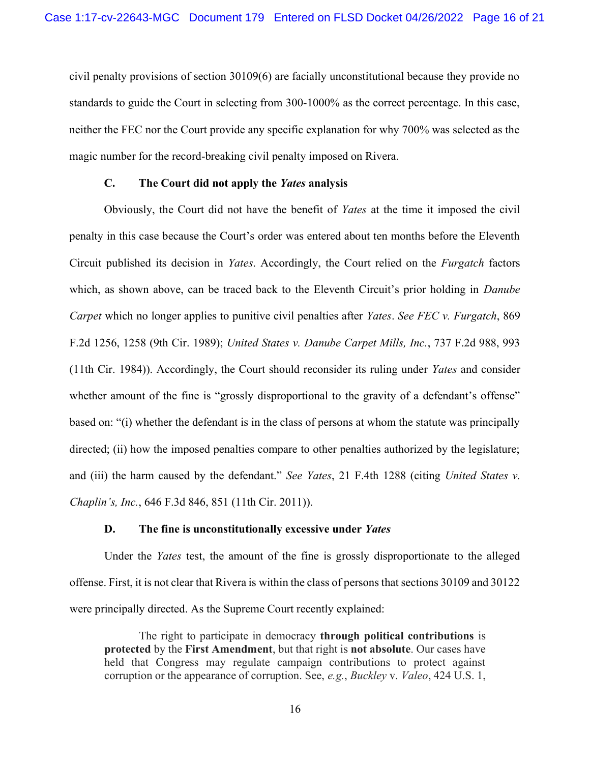civil penalty provisions of section 30109(6) are facially unconstitutional because they provide no standards to guide the Court in selecting from 300-1000% as the correct percentage. In this case, neither the FEC nor the Court provide any specific explanation for why 700% was selected as the magic number for the record-breaking civil penalty imposed on Rivera.

### C. The Court did not apply the *Yates* analysis

Obviously, the Court did not have the benefit of *Yates* at the time it imposed the civil penalty in this case because the Court's order was entered about ten months before the Eleventh Circuit published its decision in *Yates*. Accordingly, the Court relied on the *Furgatch* factors which, as shown above, can be traced back to the Eleventh Circuit's prior holding in *Danube Carpet* which no longer applies to punitive civil penalties after *Yates*. *See FEC v. Furgatch*, 869 F.2d 1256, 1258 (9th Cir. 1989); *United States v. Danube Carpet Mills, Inc.*, 737 F.2d 988, 993 (11th Cir. 1984)). Accordingly, the Court should reconsider its ruling under *Yates* and consider whether amount of the fine is "grossly disproportional to the gravity of a defendant's offense" based on: "(i) whether the defendant is in the class of persons at whom the statute was principally directed; (ii) how the imposed penalties compare to other penalties authorized by the legislature; and (iii) the harm caused by the defendant." *See Yates*, 21 F.4th 1288 (citing *United States v. Chaplin's, Inc.*, 646 F.3d 846, 851 (11th Cir. 2011)).

### D. The fine is unconstitutionally excessive under *Yates*

Under the *Yates* test, the amount of the fine is grossly disproportionate to the alleged offense. First, it is not clear that Rivera is within the class of persons that sections 30109 and 30122 were principally directed. As the Supreme Court recently explained:

> The right to participate in democracy **through political contributions** is **protected** by the **First Amendment**, but that right is **not absolute**. Our cases have held that Congress may regulate campaign contributions to protect against corruption or the appearance of corruption. See, *e.g.*, *Buckley* v. *Valeo*, 424 U.S. 1,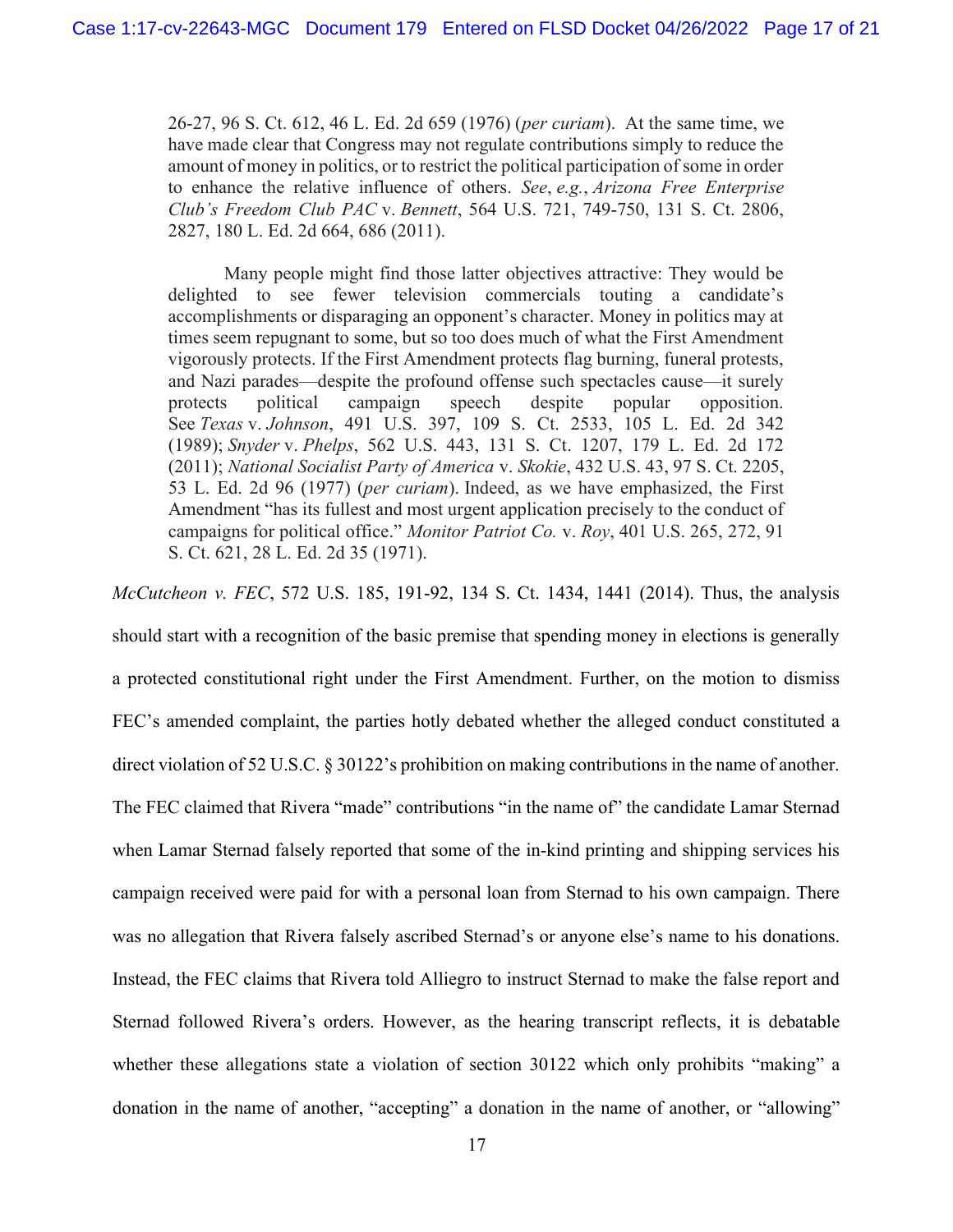> 26-27, 96 S. Ct. 612, 46 L. Ed. 2d 659 (1976) (*per curiam*). At the same time, we have made clear that Congress may not regulate contributions simply to reduce the amount of money in politics, or to restrict the political participation of some in order to enhance the relative influence of others. *See*, *e.g.*, *Arizona Free Enterprise Club's Freedom Club PAC* v. *Bennett*, 564 U.S. 721, 749-750, 131 S. Ct. 2806, 2827, 180 L. Ed. 2d 664, 686 (2011).
>
> Many people might find those latter objectives attractive: They would be delighted to see fewer television commercials touting a candidate's accomplishments or disparaging an opponent's character. Money in politics may at times seem repugnant to some, but so too does much of what the First Amendment vigorously protects. If the First Amendment protects flag burning, funeral protests, and Nazi parades—despite the profound offense such spectacles cause—it surely protects political campaign speech despite popular opposition. See *Texas* v. *Johnson*, 491 U.S. 397, 109 S. Ct. 2533, 105 L. Ed. 2d 342 (1989); *Snyder* v. *Phelps*, 562 U.S. 443, 131 S. Ct. 1207, 179 L. Ed. 2d 172 (2011); *National Socialist Party of America* v. *Skokie*, 432 U.S. 43, 97 S. Ct. 2205, 53 L. Ed. 2d 96 (1977) (*per curiam*). Indeed, as we have emphasized, the First Amendment "has its fullest and most urgent application precisely to the conduct of campaigns for political office." *Monitor Patriot Co.* v. *Roy*, 401 U.S. 265, 272, 91 S. Ct. 621, 28 L. Ed. 2d 35 (1971).

*McCutcheon v. FEC*, 572 U.S. 185, 191-92, 134 S. Ct. 1434, 1441 (2014). Thus, the analysis should start with a recognition of the basic premise that spending money in elections is generally a protected constitutional right under the First Amendment. Further, on the motion to dismiss FEC's amended complaint, the parties hotly debated whether the alleged conduct constituted a direct violation of 52 U.S.C. § 30122's prohibition on making contributions in the name of another. The FEC claimed that Rivera "made" contributions "in the name of" the candidate Lamar Sternad when Lamar Sternad falsely reported that some of the in-kind printing and shipping services his campaign received were paid for with a personal loan from Sternad to his own campaign. There was no allegation that Rivera falsely ascribed Sternad's or anyone else's name to his donations. Instead, the FEC claims that Rivera told Alliegro to instruct Sternad to make the false report and Sternad followed Rivera's orders. However, as the hearing transcript reflects, it is debatable whether these allegations state a violation of section 30122 which only prohibits "making" a donation in the name of another, "accepting" a donation in the name of another, or "allowing"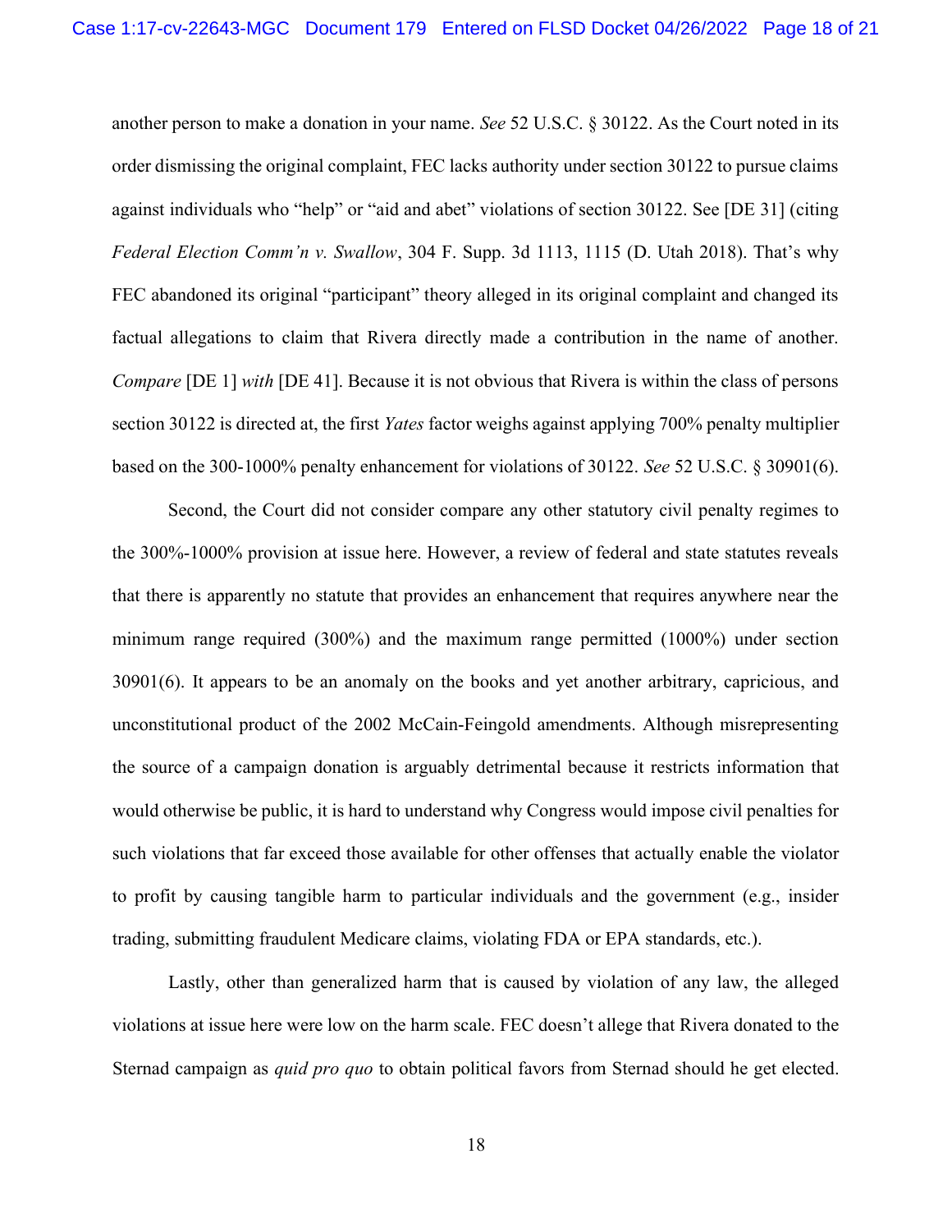another person to make a donation in your name. *See* 52 U.S.C. § 30122. As the Court noted in its order dismissing the original complaint, FEC lacks authority under section 30122 to pursue claims against individuals who "help" or "aid and abet" violations of section 30122. See [DE 31] (citing *Federal Election Comm'n v. Swallow*, 304 F. Supp. 3d 1113, 1115 (D. Utah 2018). That's why FEC abandoned its original "participant" theory alleged in its original complaint and changed its factual allegations to claim that Rivera directly made a contribution in the name of another. *Compare* [DE 1] *with* [DE 41]. Because it is not obvious that Rivera is within the class of persons section 30122 is directed at, the first *Yates* factor weighs against applying 700% penalty multiplier based on the 300-1000% penalty enhancement for violations of 30122. *See* 52 U.S.C. § 30901(6).

Second, the Court did not consider compare any other statutory civil penalty regimes to the 300%-1000% provision at issue here. However, a review of federal and state statutes reveals that there is apparently no statute that provides an enhancement that requires anywhere near the minimum range required (300%) and the maximum range permitted (1000%) under section 30901(6). It appears to be an anomaly on the books and yet another arbitrary, capricious, and unconstitutional product of the 2002 McCain-Feingold amendments. Although misrepresenting the source of a campaign donation is arguably detrimental because it restricts information that would otherwise be public, it is hard to understand why Congress would impose civil penalties for such violations that far exceed those available for other offenses that actually enable the violator to profit by causing tangible harm to particular individuals and the government (e.g., insider trading, submitting fraudulent Medicare claims, violating FDA or EPA standards, etc.).

Lastly, other than generalized harm that is caused by violation of any law, the alleged violations at issue here were low on the harm scale. FEC doesn't allege that Rivera donated to the Sternad campaign as *quid pro quo* to obtain political favors from Sternad should he get elected.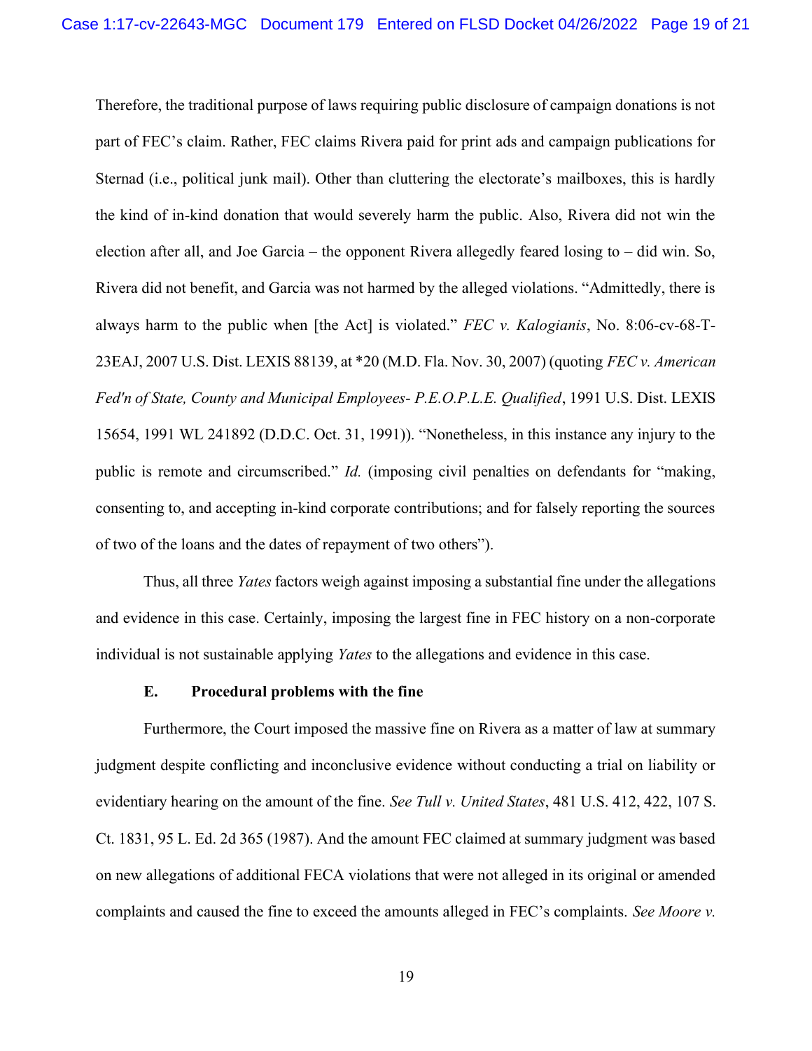Therefore, the traditional purpose of laws requiring public disclosure of campaign donations is not part of FEC's claim. Rather, FEC claims Rivera paid for print ads and campaign publications for Sternad (i.e., political junk mail). Other than cluttering the electorate's mailboxes, this is hardly the kind of in-kind donation that would severely harm the public. Also, Rivera did not win the election after all, and Joe Garcia – the opponent Rivera allegedly feared losing to – did win. So, Rivera did not benefit, and Garcia was not harmed by the alleged violations. "Admittedly, there is always harm to the public when [the Act] is violated." *FEC v. Kalogianis*, No. 8:06-cv-68-T-23EAJ, 2007 U.S. Dist. LEXIS 88139, at *20 (M.D. Fla. Nov. 30, 2007) (quoting *FEC v. American Fed'n of State, County and Municipal Employees- P.E.O.P.L.E. Qualified*, 1991 U.S. Dist. LEXIS 15654, 1991 WL 241892 (D.D.C. Oct. 31, 1991)). "Nonetheless, in this instance any injury to the public is remote and circumscribed." *Id.* (imposing civil penalties on defendants for "making, consenting to, and accepting in-kind corporate contributions; and for falsely reporting the sources of two of the loans and the dates of repayment of two others").

Thus, all three *Yates* factors weigh against imposing a substantial fine under the allegations and evidence in this case. Certainly, imposing the largest fine in FEC history on a non-corporate individual is not sustainable applying *Yates* to the allegations and evidence in this case.

### E. Procedural problems with the fine

Furthermore, the Court imposed the massive fine on Rivera as a matter of law at summary judgment despite conflicting and inconclusive evidence without conducting a trial on liability or evidentiary hearing on the amount of the fine. *See Tull v. United States*, 481 U.S. 412, 422, 107 S. Ct. 1831, 95 L. Ed. 2d 365 (1987). And the amount FEC claimed at summary judgment was based on new allegations of additional FECA violations that were not alleged in its original or amended complaints and caused the fine to exceed the amounts alleged in FEC's complaints. *See Moore v.*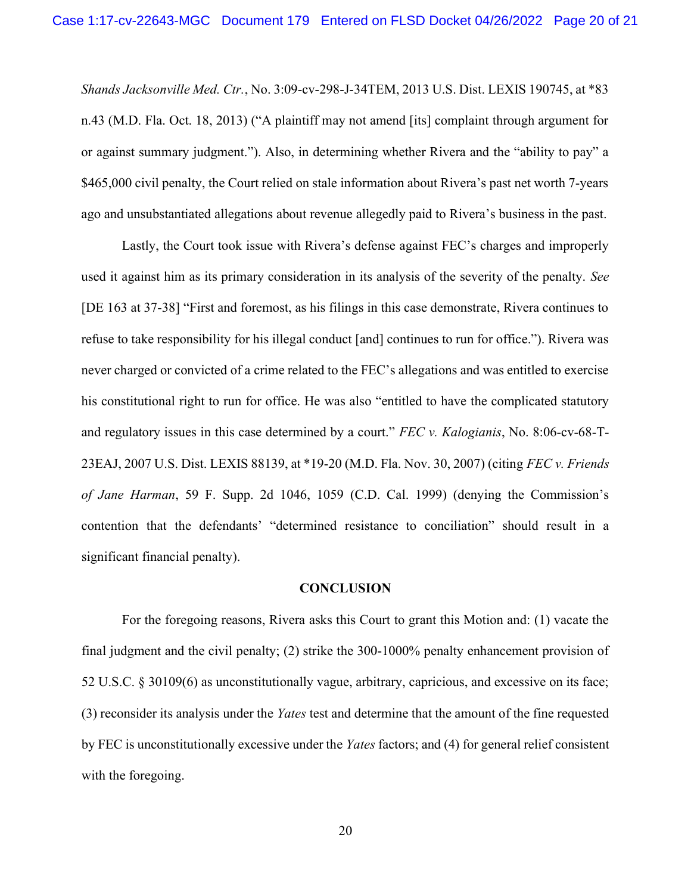*Shands Jacksonville Med. Ctr.*, No. 3:09-cv-298-J-34TEM, 2013 U.S. Dist. LEXIS 190745, at *83 n.43 (M.D. Fla. Oct. 18, 2013) ("A plaintiff may not amend [its] complaint through argument for or against summary judgment."). Also, in determining whether Rivera and the "ability to pay" a $465,000 civil penalty, the Court relied on stale information about Rivera's past net worth 7-years ago and unsubstantiated allegations about revenue allegedly paid to Rivera's business in the past.

Lastly, the Court took issue with Rivera's defense against FEC's charges and improperly used it against him as its primary consideration in its analysis of the severity of the penalty. *See* [DE 163 at 37-38] "First and foremost, as his filings in this case demonstrate, Rivera continues to refuse to take responsibility for his illegal conduct [and] continues to run for office."). Rivera was never charged or convicted of a crime related to the FEC's allegations and was entitled to exercise his constitutional right to run for office. He was also "entitled to have the complicated statutory and regulatory issues in this case determined by a court." *FEC v. Kalogianis*, No. 8:06-cv-68-T-23EAJ, 2007 U.S. Dist. LEXIS 88139, at *19-20 (M.D. Fla. Nov. 30, 2007) (citing *FEC v. Friends of Jane Harman*, 59 F. Supp. 2d 1046, 1059 (C.D. Cal. 1999) (denying the Commission's contention that the defendants' "determined resistance to conciliation" should result in a significant financial penalty).

## CONCLUSION

For the foregoing reasons, Rivera asks this Court to grant this Motion and: (1) vacate the final judgment and the civil penalty; (2) strike the 300-1000% penalty enhancement provision of 52 U.S.C. § 30109(6) as unconstitutionally vague, arbitrary, capricious, and excessive on its face; (3) reconsider its analysis under the *Yates* test and determine that the amount of the fine requested by FEC is unconstitutionally excessive under the *Yates* factors; and (4) for general relief consistent with the foregoing.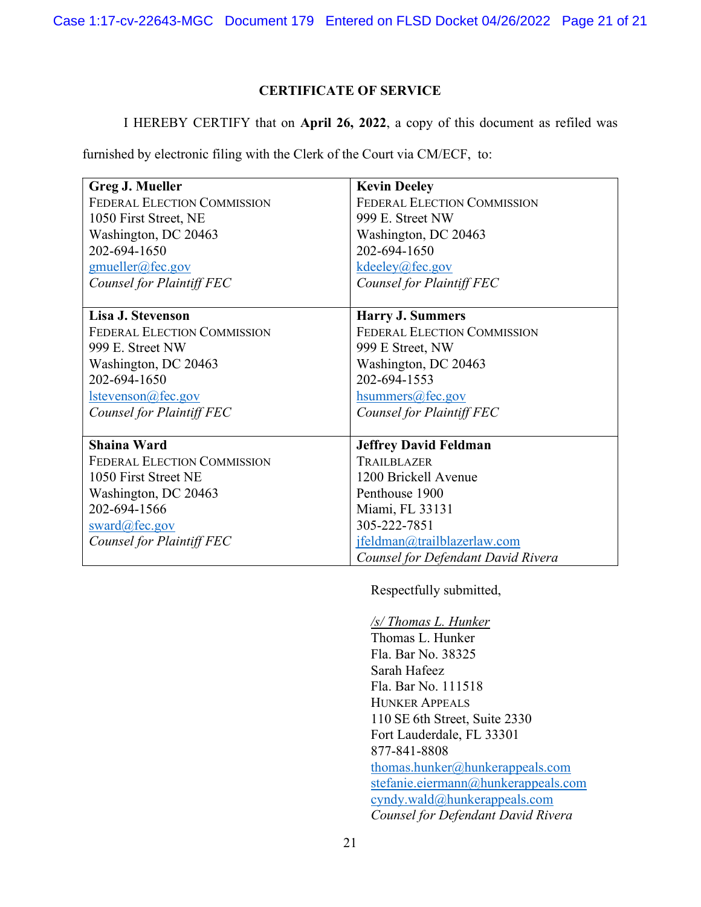## CERTIFICATE OF SERVICE

I HEREBY CERTIFY that on **April 26, 2022**, a copy of this document as refiled was furnished by electronic filing with the Clerk of the Court via CM/ECF, to:

| | |
|---|---|
| **Greg J. Mueller**<br>FEDERAL ELECTION COMMISSION<br>1050 First Street, NE<br>Washington, DC 20463<br>202-694-1650<br>gmueller@fec.gov<br>*Counsel for Plaintiff FEC* | **Kevin Deeley**<br>FEDERAL ELECTION COMMISSION<br>999 E. Street NW<br>Washington, DC 20463<br>202-694-1650<br>kdeeley@fec.gov<br>*Counsel for Plaintiff FEC* |
| **Lisa J. Stevenson**<br>FEDERAL ELECTION COMMISSION<br>999 E. Street NW<br>Washington, DC 20463<br>202-694-1650<br>lstevenson@fec.gov<br>*Counsel for Plaintiff FEC* | **Harry J. Summers**<br>FEDERAL ELECTION COMMISSION<br>999 E Street, NW<br>Washington, DC 20463<br>202-694-1553<br>hsummers@fec.gov<br>*Counsel for Plaintiff FEC* |
| **Shaina Ward**<br>FEDERAL ELECTION COMMISSION<br>1050 First Street NE<br>Washington, DC 20463<br>202-694-1566<br>sward@fec.gov<br>*Counsel for Plaintiff FEC* | **Jeffrey David Feldman**<br>TRAILBLAZER<br>1200 Brickell Avenue<br>Penthouse 1900<br>Miami, FL 33131<br>305-222-7851<br>jfeldman@trailblazerlaw.com<br>*Counsel for Defendant David Rivera* |

Respectfully submitted,

*/s/ Thomas L. Hunker*
Thomas L. Hunker
Fla. Bar No. 38325
Sarah Hafeez
Fla. Bar No. 111518
HUNKER APPEALS
110 SE 6th Street, Suite 2330
Fort Lauderdale, FL 33301
877-841-8808
thomas.hunker@hunkerappeals.com
stefanie.eiermann@hunkerappeals.com
cyndy.wald@hunkerappeals.com
*Counsel for Defendant David Rivera*